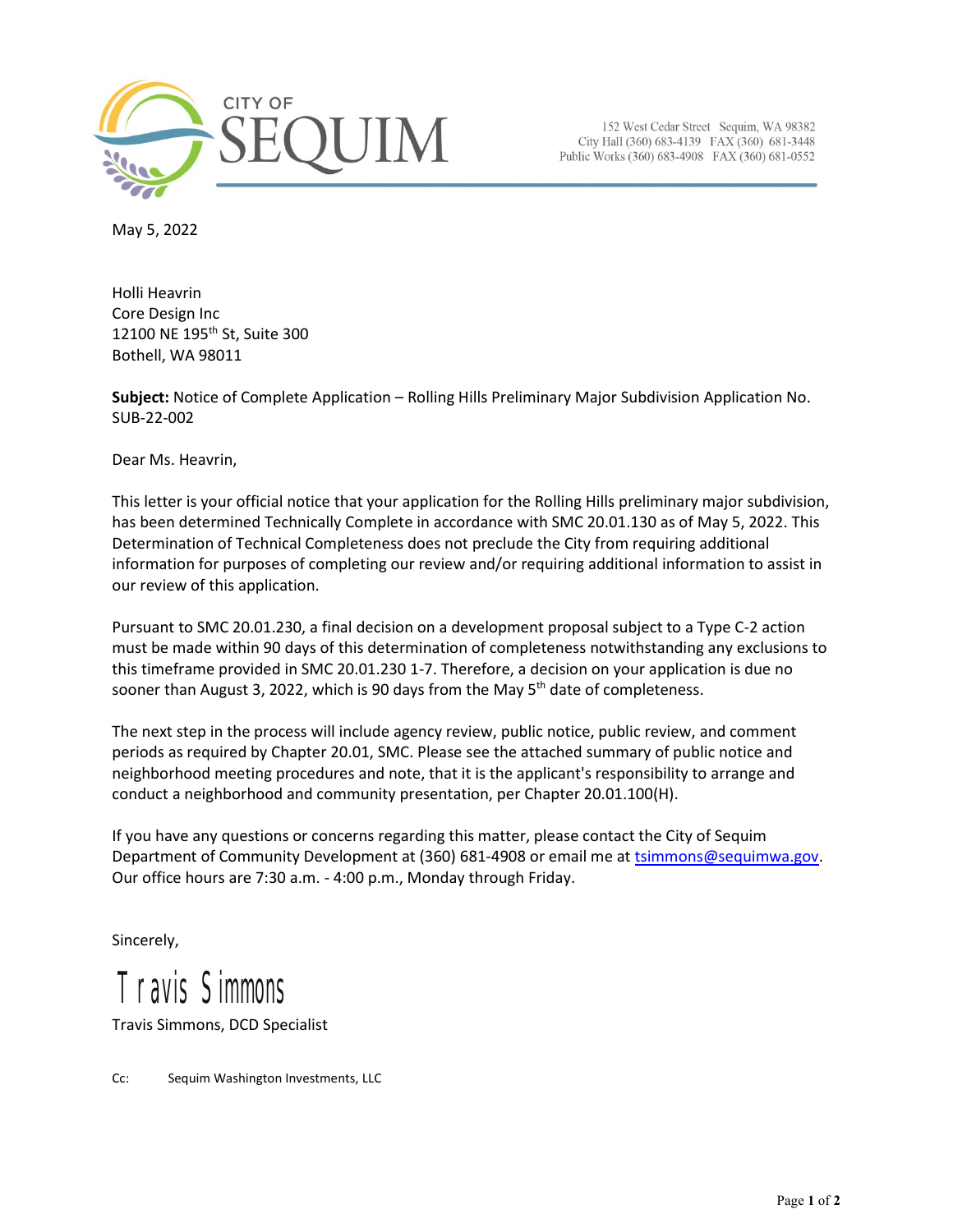CITY OF SEQUIM

152 West Cedar Street Sequim, WA 98382
City Hall (360) 683-4139 FAX (360) 681-3448
Public Works (360) 683-4908 FAX (360) 681-0552

May 5, 2022

Holli Heavrin
Core Design Inc
12100 NE 195th St, Suite 300
Bothell, WA 98011

**Subject:** Notice of Complete Application – Rolling Hills Preliminary Major Subdivision Application No. SUB-22-002

Dear Ms. Heavrin,

This letter is your official notice that your application for the Rolling Hills preliminary major subdivision, has been determined Technically Complete in accordance with SMC 20.01.130 as of May 5, 2022. This Determination of Technical Completeness does not preclude the City from requiring additional information for purposes of completing our review and/or requiring additional information to assist in our review of this application.

Pursuant to SMC 20.01.230, a final decision on a development proposal subject to a Type C-2 action must be made within 90 days of this determination of completeness notwithstanding any exclusions to this timeframe provided in SMC 20.01.230 1-7. Therefore, a decision on your application is due no sooner than August 3, 2022, which is 90 days from the May 5th date of completeness.

The next step in the process will include agency review, public notice, public review, and comment periods as required by Chapter 20.01, SMC. Please see the attached summary of public notice and neighborhood meeting procedures and note, that it is the applicant's responsibility to arrange and conduct a neighborhood and community presentation, per Chapter 20.01.100(H).

If you have any questions or concerns regarding this matter, please contact the City of Sequim Department of Community Development at (360) 681-4908 or email me at tsimmons@sequimwa.gov. Our office hours are 7:30 a.m. - 4:00 p.m., Monday through Friday.

Sincerely,

Travis Simmons

Travis Simmons, DCD Specialist

Cc: Sequim Washington Investments, LLC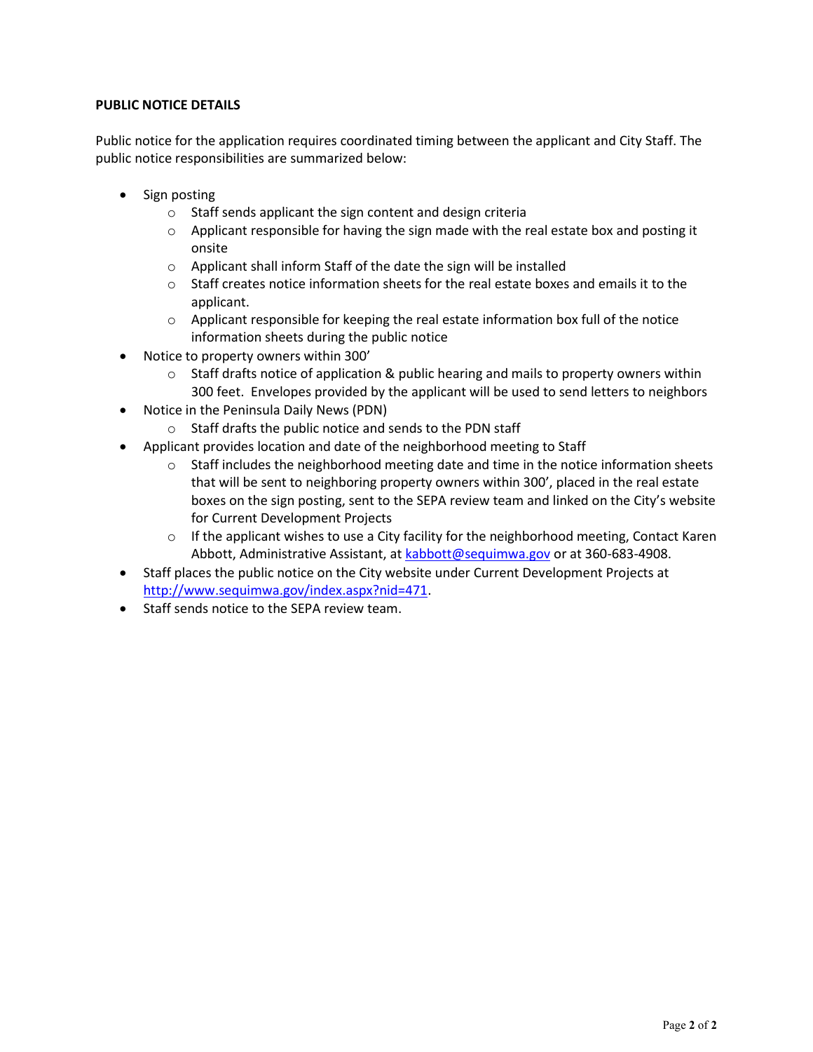**PUBLIC NOTICE DETAILS**

Public notice for the application requires coordinated timing between the applicant and City Staff. The public notice responsibilities are summarized below:

- Sign posting
  - Staff sends applicant the sign content and design criteria
  - Applicant responsible for having the sign made with the real estate box and posting it onsite
  - Applicant shall inform Staff of the date the sign will be installed
  - Staff creates notice information sheets for the real estate boxes and emails it to the applicant.
  - Applicant responsible for keeping the real estate information box full of the notice information sheets during the public notice
- Notice to property owners within 300'
  - Staff drafts notice of application & public hearing and mails to property owners within 300 feet. Envelopes provided by the applicant will be used to send letters to neighbors
- Notice in the Peninsula Daily News (PDN)
  - Staff drafts the public notice and sends to the PDN staff
- Applicant provides location and date of the neighborhood meeting to Staff
  - Staff includes the neighborhood meeting date and time in the notice information sheets that will be sent to neighboring property owners within 300', placed in the real estate boxes on the sign posting, sent to the SEPA review team and linked on the City's website for Current Development Projects
  - If the applicant wishes to use a City facility for the neighborhood meeting, Contact Karen Abbott, Administrative Assistant, at kabbott@sequimwa.gov or at 360-683-4908.
- Staff places the public notice on the City website under Current Development Projects at http://www.sequimwa.gov/index.aspx?nid=471.
- Staff sends notice to the SEPA review team.